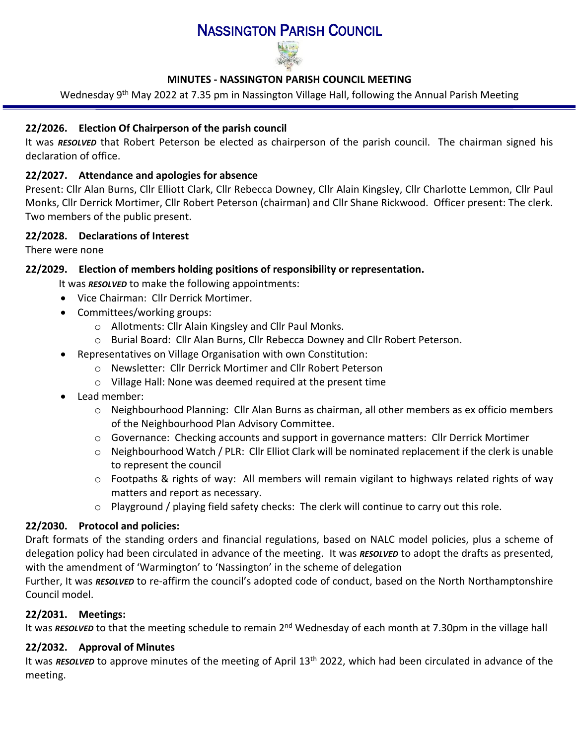# NASSINGTON PARISH COUNCIL

## MINUTES - NASSINGTON PARISH COUNCIL MEETING

Wednesday 9th May 2022 at 7.35 pm in Nassington Village Hall, following the Annual Parish Meeting

### 22/2026. Election Of Chairperson of the parish council

It was ***RESOLVED*** that Robert Peterson be elected as chairperson of the parish council. The chairman signed his declaration of office.

### 22/2027. Attendance and apologies for absence

Present: Cllr Alan Burns, Cllr Elliott Clark, Cllr Rebecca Downey, Cllr Alain Kingsley, Cllr Charlotte Lemmon, Cllr Paul Monks, Cllr Derrick Mortimer, Cllr Robert Peterson (chairman) and Cllr Shane Rickwood. Officer present: The clerk. Two members of the public present.

### 22/2028. Declarations of Interest

There were none

### 22/2029. Election of members holding positions of responsibility or representation.

It was ***RESOLVED*** to make the following appointments:

- Vice Chairman: Cllr Derrick Mortimer.
- Committees/working groups:
  - Allotments: Cllr Alain Kingsley and Cllr Paul Monks.
  - Burial Board: Cllr Alan Burns, Cllr Rebecca Downey and Cllr Robert Peterson.
- Representatives on Village Organisation with own Constitution:
  - Newsletter: Cllr Derrick Mortimer and Cllr Robert Peterson
  - Village Hall: None was deemed required at the present time
- Lead member:
  - Neighbourhood Planning: Cllr Alan Burns as chairman, all other members as ex officio members of the Neighbourhood Plan Advisory Committee.
  - Governance: Checking accounts and support in governance matters: Cllr Derrick Mortimer
  - Neighbourhood Watch / PLR: Cllr Elliot Clark will be nominated replacement if the clerk is unable to represent the council
  - Footpaths & rights of way: All members will remain vigilant to highways related rights of way matters and report as necessary.
  - Playground / playing field safety checks: The clerk will continue to carry out this role.

### 22/2030. Protocol and policies:

Draft formats of the standing orders and financial regulations, based on NALC model policies, plus a scheme of delegation policy had been circulated in advance of the meeting. It was ***RESOLVED*** to adopt the drafts as presented, with the amendment of 'Warmington' to 'Nassington' in the scheme of delegation

Further, It was ***RESOLVED*** to re-affirm the council's adopted code of conduct, based on the North Northamptonshire Council model.

### 22/2031. Meetings:

It was ***RESOLVED*** to that the meeting schedule to remain 2nd Wednesday of each month at 7.30pm in the village hall

### 22/2032. Approval of Minutes

It was ***RESOLVED*** to approve minutes of the meeting of April 13th 2022, which had been circulated in advance of the meeting.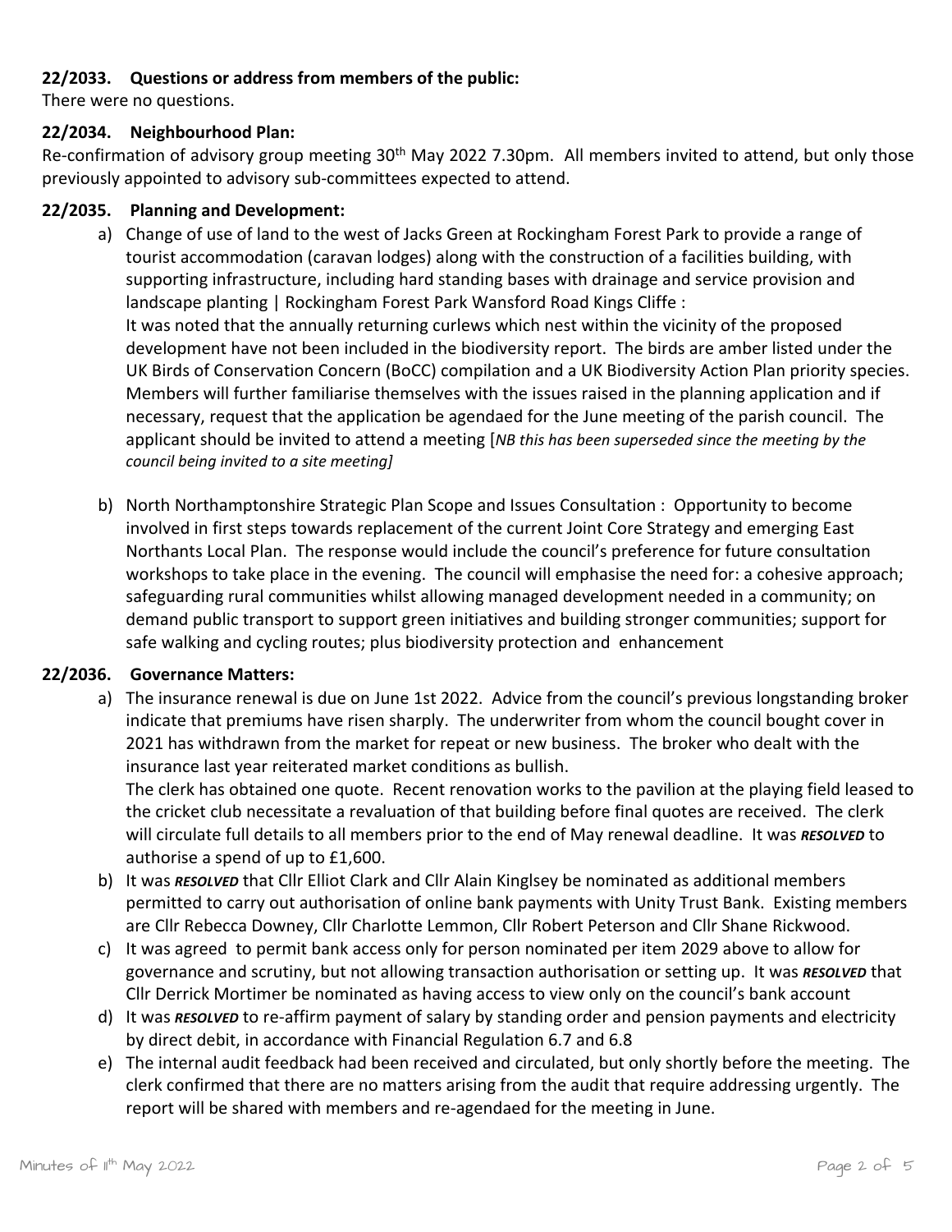**22/2033. Questions or address from members of the public:**

There were no questions.

**22/2034. Neighbourhood Plan:**

Re-confirmation of advisory group meeting 30th May 2022 7.30pm. All members invited to attend, but only those previously appointed to advisory sub-committees expected to attend.

**22/2035. Planning and Development:**

a) Change of use of land to the west of Jacks Green at Rockingham Forest Park to provide a range of tourist accommodation (caravan lodges) along with the construction of a facilities building, with supporting infrastructure, including hard standing bases with drainage and service provision and landscape planting | Rockingham Forest Park Wansford Road Kings Cliffe :
It was noted that the annually returning curlews which nest within the vicinity of the proposed development have not been included in the biodiversity report. The birds are amber listed under the UK Birds of Conservation Concern (BoCC) compilation and a UK Biodiversity Action Plan priority species. Members will further familiarise themselves with the issues raised in the planning application and if necessary, request that the application be agendaed for the June meeting of the parish council. The applicant should be invited to attend a meeting [*NB this has been superseded since the meeting by the council being invited to a site meeting]*

b) North Northamptonshire Strategic Plan Scope and Issues Consultation : Opportunity to become involved in first steps towards replacement of the current Joint Core Strategy and emerging East Northants Local Plan. The response would include the council's preference for future consultation workshops to take place in the evening. The council will emphasise the need for: a cohesive approach; safeguarding rural communities whilst allowing managed development needed in a community; on demand public transport to support green initiatives and building stronger communities; support for safe walking and cycling routes; plus biodiversity protection and enhancement

**22/2036. Governance Matters:**

a) The insurance renewal is due on June 1st 2022. Advice from the council's previous longstanding broker indicate that premiums have risen sharply. The underwriter from whom the council bought cover in 2021 has withdrawn from the market for repeat or new business. The broker who dealt with the insurance last year reiterated market conditions as bullish.
The clerk has obtained one quote. Recent renovation works to the pavilion at the playing field leased to the cricket club necessitate a revaluation of that building before final quotes are received. The clerk will circulate full details to all members prior to the end of May renewal deadline. It was ***RESOLVED*** to authorise a spend of up to £1,600.

b) It was ***RESOLVED*** that Cllr Elliot Clark and Cllr Alain Kinglsey be nominated as additional members permitted to carry out authorisation of online bank payments with Unity Trust Bank. Existing members are Cllr Rebecca Downey, Cllr Charlotte Lemmon, Cllr Robert Peterson and Cllr Shane Rickwood.

c) It was agreed to permit bank access only for person nominated per item 2029 above to allow for governance and scrutiny, but not allowing transaction authorisation or setting up. It was ***RESOLVED*** that Cllr Derrick Mortimer be nominated as having access to view only on the council's bank account

d) It was ***RESOLVED*** to re-affirm payment of salary by standing order and pension payments and electricity by direct debit, in accordance with Financial Regulation 6.7 and 6.8

e) The internal audit feedback had been received and circulated, but only shortly before the meeting. The clerk confirmed that there are no matters arising from the audit that require addressing urgently. The report will be shared with members and re-agendaed for the meeting in June.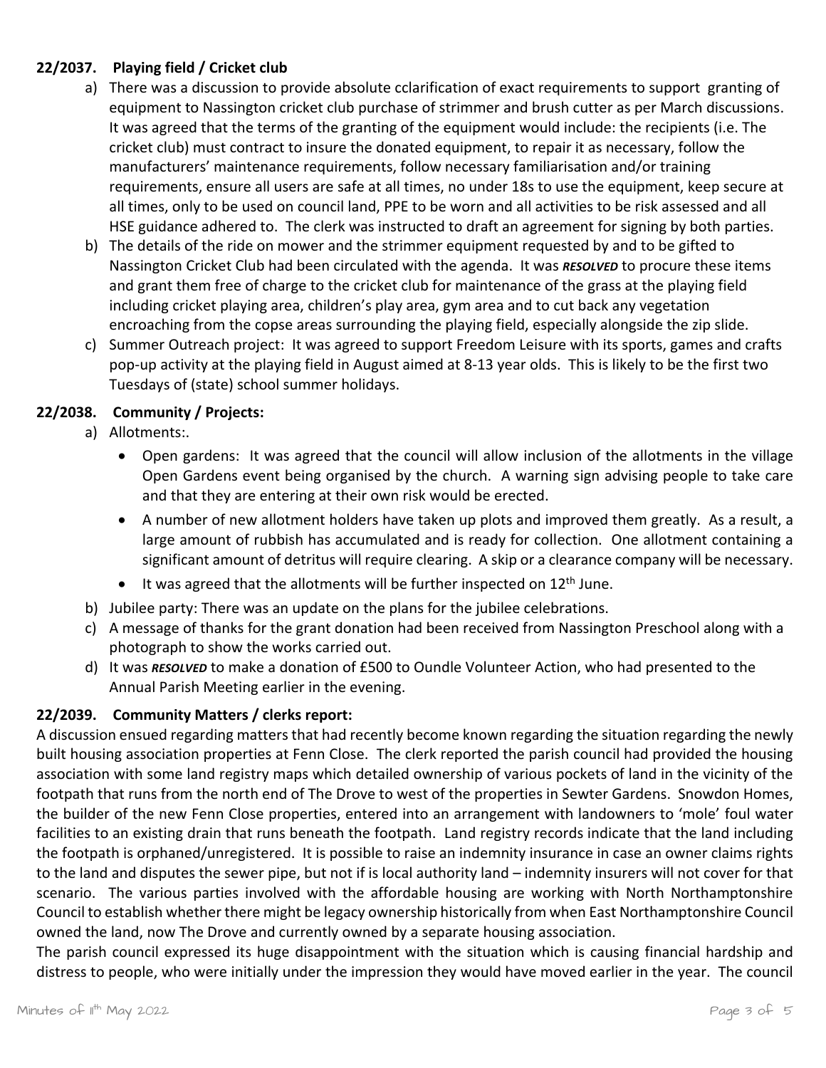**22/2037. Playing field / Cricket club**

a) There was a discussion to provide absolute cclarification of exact requirements to support granting of equipment to Nassington cricket club purchase of strimmer and brush cutter as per March discussions. It was agreed that the terms of the granting of the equipment would include: the recipients (i.e. The cricket club) must contract to insure the donated equipment, to repair it as necessary, follow the manufacturers' maintenance requirements, follow necessary familiarisation and/or training requirements, ensure all users are safe at all times, no under 18s to use the equipment, keep secure at all times, only to be used on council land, PPE to be worn and all activities to be risk assessed and all HSE guidance adhered to. The clerk was instructed to draft an agreement for signing by both parties.

b) The details of the ride on mower and the strimmer equipment requested by and to be gifted to Nassington Cricket Club had been circulated with the agenda. It was ***RESOLVED*** to procure these items and grant them free of charge to the cricket club for maintenance of the grass at the playing field including cricket playing area, children's play area, gym area and to cut back any vegetation encroaching from the copse areas surrounding the playing field, especially alongside the zip slide.

c) Summer Outreach project: It was agreed to support Freedom Leisure with its sports, games and crafts pop-up activity at the playing field in August aimed at 8-13 year olds. This is likely to be the first two Tuesdays of (state) school summer holidays.

**22/2038. Community / Projects:**

a) Allotments:.
   - Open gardens: It was agreed that the council will allow inclusion of the allotments in the village Open Gardens event being organised by the church. A warning sign advising people to take care and that they are entering at their own risk would be erected.
   - A number of new allotment holders have taken up plots and improved them greatly. As a result, a large amount of rubbish has accumulated and is ready for collection. One allotment containing a significant amount of detritus will require clearing. A skip or a clearance company will be necessary.
   - It was agreed that the allotments will be further inspected on 12th June.

b) Jubilee party: There was an update on the plans for the jubilee celebrations.

c) A message of thanks for the grant donation had been received from Nassington Preschool along with a photograph to show the works carried out.

d) It was ***RESOLVED*** to make a donation of £500 to Oundle Volunteer Action, who had presented to the Annual Parish Meeting earlier in the evening.

**22/2039. Community Matters / clerks report:**

A discussion ensued regarding matters that had recently become known regarding the situation regarding the newly built housing association properties at Fenn Close. The clerk reported the parish council had provided the housing association with some land registry maps which detailed ownership of various pockets of land in the vicinity of the footpath that runs from the north end of The Drove to west of the properties in Sewter Gardens. Snowdon Homes, the builder of the new Fenn Close properties, entered into an arrangement with landowners to 'mole' foul water facilities to an existing drain that runs beneath the footpath. Land registry records indicate that the land including the footpath is orphaned/unregistered. It is possible to raise an indemnity insurance in case an owner claims rights to the land and disputes the sewer pipe, but not if is local authority land – indemnity insurers will not cover for that scenario. The various parties involved with the affordable housing are working with North Northamptonshire Council to establish whether there might be legacy ownership historically from when East Northamptonshire Council owned the land, now The Drove and currently owned by a separate housing association.

The parish council expressed its huge disappointment with the situation which is causing financial hardship and distress to people, who were initially under the impression they would have moved earlier in the year. The council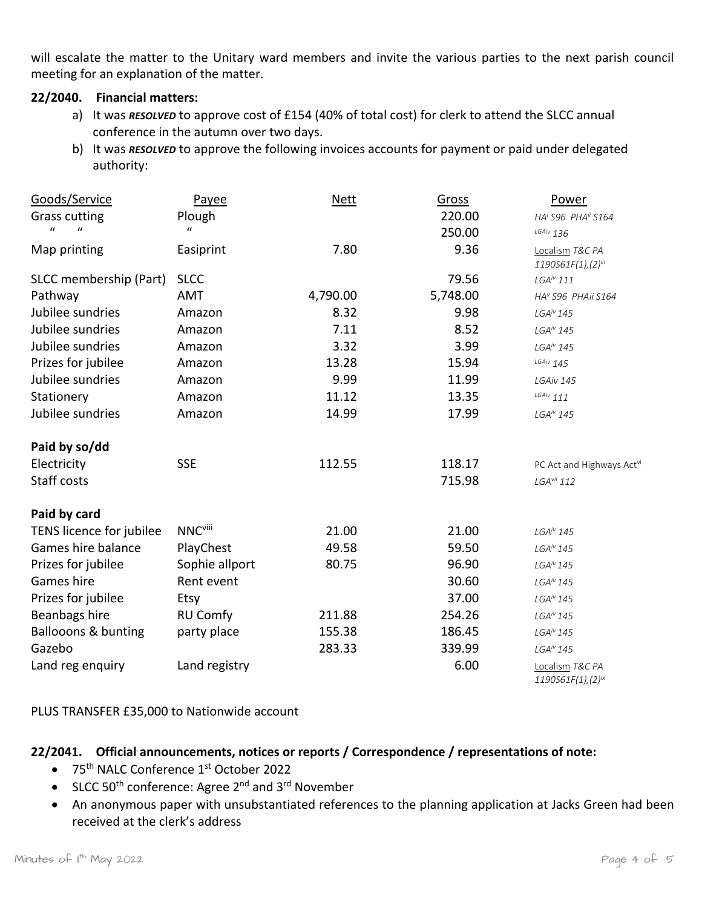will escalate the matter to the Unitary ward members and invite the various parties to the next parish council meeting for an explanation of the matter.

**22/2040. Financial matters:**

a) It was ***RESOLVED*** to approve cost of £154 (40% of total cost) for clerk to attend the SLCC annual conference in the autumn over two days.
b) It was ***RESOLVED*** to approve the following invoices accounts for payment or paid under delegated authority:

| Goods/Service | Payee | Nett | Gross | Power |
|---|---|---|---|---|
| Grass cutting | Plough | | 220.00 | *HA[i] S96 PHA[ii] S164* |
| " " | " | | 250.00 | *LGAiv 136* |
| Map printing | Easiprint | 7.80 | 9.36 | Localism *T&C PA 1190S61F(1),(2)[iii]* |
| SLCC membership (Part) | SLCC | | 79.56 | *LGA[iv] 111* |
| Pathway | AMT | 4,790.00 | 5,748.00 | *HA[v] S96 PHAii S164* |
| Jubilee sundries | Amazon | 8.32 | 9.98 | *LGA[iv] 145* |
| Jubilee sundries | Amazon | 7.11 | 8.52 | *LGA[iv] 145* |
| Jubilee sundries | Amazon | 3.32 | 3.99 | *LGA[iv] 145* |
| Prizes for jubilee | Amazon | 13.28 | 15.94 | *LGAiv 145* |
| Jubilee sundries | Amazon | 9.99 | 11.99 | *LGAiv 145* |
| Stationery | Amazon | 11.12 | 13.35 | *LGAiv 111* |
| Jubilee sundries | Amazon | 14.99 | 17.99 | *LGA[iv] 145* |
| **Paid by so/dd** | | | | |
| Electricity | SSE | 112.55 | 118.17 | PC Act and Highways Act[vi] |
| Staff costs | | | 715.98 | *LGA[vii] 112* |
| **Paid by card** | | | | |
| TENS licence for jubilee | NNC[viii] | 21.00 | 21.00 | *LGA[iv] 145* |
| Games hire balance | PlayChest | 49.58 | 59.50 | *LGA[iv] 145* |
| Prizes for jubilee | Sophie allport | 80.75 | 96.90 | *LGA[iv] 145* |
| Games hire | Rent event | | 30.60 | *LGA[iv] 145* |
| Prizes for jubilee | Etsy | | 37.00 | *LGA[iv] 145* |
| Beanbags hire | RU Comfy | 211.88 | 254.26 | *LGA[iv] 145* |
| Ballooons & bunting | party place | 155.38 | 186.45 | *LGA[iv] 145* |
| Gazebo | | 283.33 | 339.99 | *LGA[iv] 145* |
| Land reg enquiry | Land registry | | 6.00 | Localism *T&C PA 1190S61F(1),(2)[ix]* |

PLUS TRANSFER £35,000 to Nationwide account

**22/2041. Official announcements, notices or reports / Correspondence / representations of note:**

- 75th NALC Conference 1st October 2022
- SLCC 50th conference: Agree 2nd and 3rd November
- An anonymous paper with unsubstantiated references to the planning application at Jacks Green had been received at the clerk's address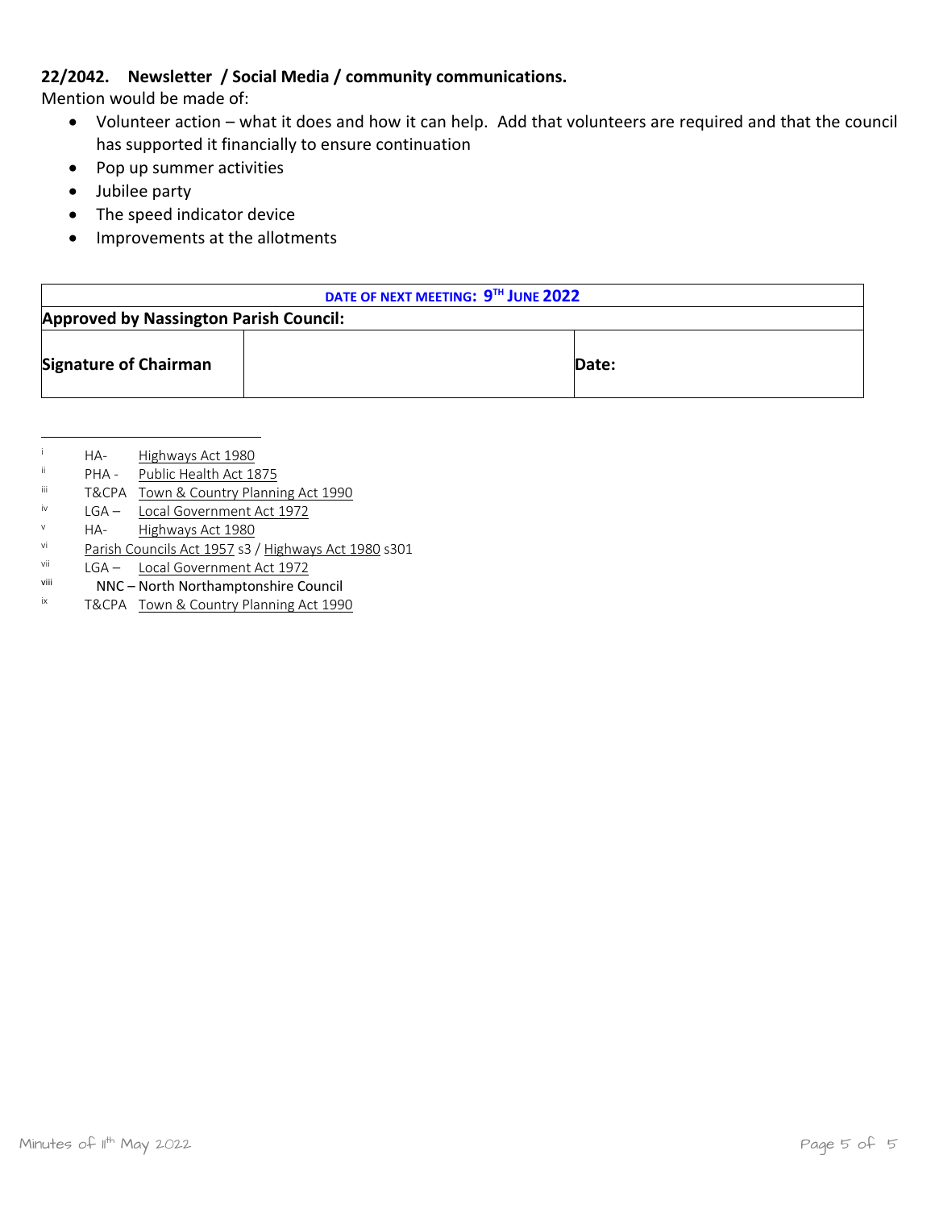**22/2042. Newsletter / Social Media / community communications.**

Mention would be made of:

- Volunteer action – what it does and how it can help. Add that volunteers are required and that the council has supported it financially to ensure continuation
- Pop up summer activities
- Jubilee party
- The speed indicator device
- Improvements at the allotments

| DATE OF NEXT MEETING: 9TH JUNE 2022 | | |
|---|---|---|
| **Approved by Nassington Parish Council:** | | |
| **Signature of Chairman** | | **Date:** |

---

i HA- Highways Act 1980
ii PHA - Public Health Act 1875
iii T&CPA Town & Country Planning Act 1990
iv LGA – Local Government Act 1972
v HA- Highways Act 1980
vi Parish Councils Act 1957 s3 / Highways Act 1980 s301
vii LGA – Local Government Act 1972
viii NNC – North Northamptonshire Council
ix T&CPA Town & Country Planning Act 1990